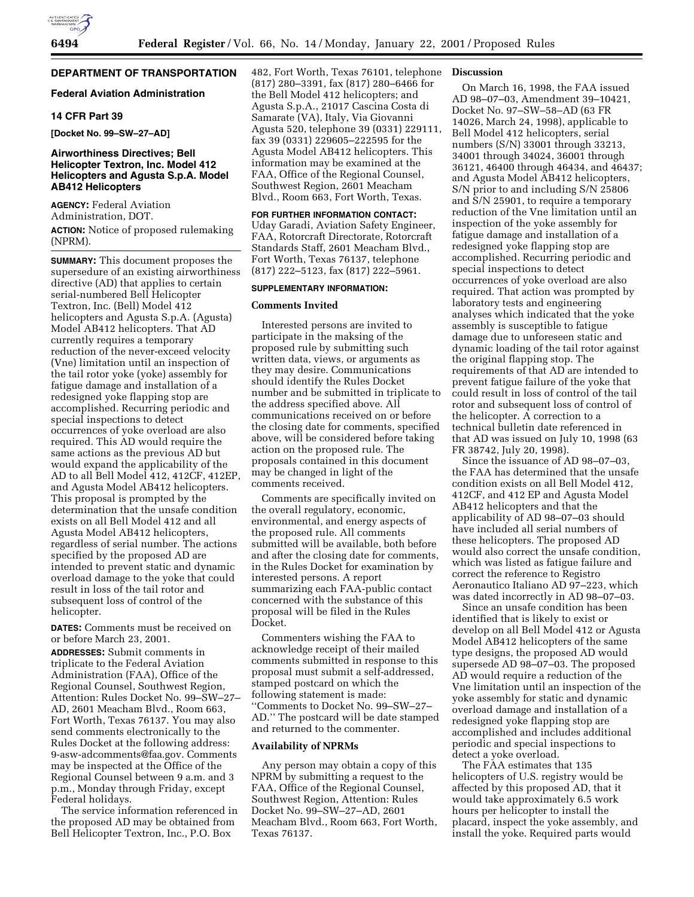## DEPARTMENT OF TRANSPORTATION

### Federal Aviation Administration

### 14 CFR Part 39

**[Docket No. 99–SW–27–AD]**

### Airworthiness Directives; Bell Helicopter Textron, Inc. Model 412 Helicopters and Agusta S.p.A. Model AB412 Helicopters

**AGENCY:** Federal Aviation Administration, DOT.

**ACTION:** Notice of proposed rulemaking (NPRM).

**SUMMARY:** This document proposes the supersedure of an existing airworthiness directive (AD) that applies to certain serial-numbered Bell Helicopter Textron, Inc. (Bell) Model 412 helicopters and Agusta S.p.A. (Agusta) Model AB412 helicopters. That AD currently requires a temporary reduction of the never-exceed velocity (Vne) limitation until an inspection of the tail rotor yoke (yoke) assembly for fatigue damage and installation of a redesigned yoke flapping stop are accomplished. Recurring periodic and special inspections to detect occurrences of yoke overload are also required. This AD would require the same actions as the previous AD but would expand the applicability of the AD to all Bell Model 412, 412CF, 412EP, and Agusta Model AB412 helicopters. This proposal is prompted by the determination that the unsafe condition exists on all Bell Model 412 and all Agusta Model AB412 helicopters, regardless of serial number. The actions specified by the proposed AD are intended to prevent static and dynamic overload damage to the yoke that could result in loss of the tail rotor and subsequent loss of control of the helicopter.

**DATES:** Comments must be received on or before March 23, 2001.

**ADDRESSES:** Submit comments in triplicate to the Federal Aviation Administration (FAA), Office of the Regional Counsel, Southwest Region, Attention: Rules Docket No. 99–SW–27–AD, 2601 Meacham Blvd., Room 663, Fort Worth, Texas 76137. You may also send comments electronically to the Rules Docket at the following address: 9-asw-adcomments@faa.gov. Comments may be inspected at the Office of the Regional Counsel between 9 a.m. and 3 p.m., Monday through Friday, except Federal holidays.

The service information referenced in the proposed AD may be obtained from Bell Helicopter Textron, Inc., P.O. Box 482, Fort Worth, Texas 76101, telephone (817) 280–3391, fax (817) 280–6466 for the Bell Model 412 helicopters; and Agusta S.p.A., 21017 Cascina Costa di Samarate (VA), Italy, Via Giovanni Agusta 520, telephone 39 (0331) 229111, fax 39 (0331) 229605–222595 for the Agusta Model AB412 helicopters. This information may be examined at the FAA, Office of the Regional Counsel, Southwest Region, 2601 Meacham Blvd., Room 663, Fort Worth, Texas.

**FOR FURTHER INFORMATION CONTACT:** Uday Garadi, Aviation Safety Engineer, FAA, Rotorcraft Directorate, Rotorcraft Standards Staff, 2601 Meacham Blvd., Fort Worth, Texas 76137, telephone (817) 222–5123, fax (817) 222–5961.

**SUPPLEMENTARY INFORMATION:**

#### Comments Invited

Interested persons are invited to participate in the making of the proposed rule by submitting such written data, views, or arguments as they may desire. Communications should identify the Rules Docket number and be submitted in triplicate to the address specified above. All communications received on or before the closing date for comments, specified above, will be considered before taking action on the proposed rule. The proposals contained in this document may be changed in light of the comments received.

Comments are specifically invited on the overall regulatory, economic, environmental, and energy aspects of the proposed rule. All comments submitted will be available, both before and after the closing date for comments, in the Rules Docket for examination by interested persons. A report summarizing each FAA-public contact concerned with the substance of this proposal will be filed in the Rules Docket.

Commenters wishing the FAA to acknowledge receipt of their mailed comments submitted in response to this proposal must submit a self-addressed, stamped postcard on which the following statement is made: ''Comments to Docket No. 99–SW–27–AD.'' The postcard will be date stamped and returned to the commenter.

#### Availability of NPRMs

Any person may obtain a copy of this NPRM by submitting a request to the FAA, Office of the Regional Counsel, Southwest Region, Attention: Rules Docket No. 99–SW–27–AD, 2601 Meacham Blvd., Room 663, Fort Worth, Texas 76137.

#### Discussion

On March 16, 1998, the FAA issued AD 98–07–03, Amendment 39–10421, Docket No. 97–SW–58–AD (63 FR 14026, March 24, 1998), applicable to Bell Model 412 helicopters, serial numbers (S/N) 33001 through 33213, 34001 through 34024, 36001 through 36121, 46400 through 46434, and 46437; and Agusta Model AB412 helicopters, S/N prior to and including S/N 25806 and S/N 25901, to require a temporary reduction of the Vne limitation until an inspection of the yoke assembly for fatigue damage and installation of a redesigned yoke flapping stop are accomplished. Recurring periodic and special inspections to detect occurrences of yoke overload are also required. That action was prompted by laboratory tests and engineering analyses which indicated that the yoke assembly is susceptible to fatigue damage due to unforeseen static and dynamic loading of the tail rotor against the original flapping stop. The requirements of that AD are intended to prevent fatigue failure of the yoke that could result in loss of control of the tail rotor and subsequent loss of control of the helicopter. A correction to a technical bulletin date referenced in that AD was issued on July 10, 1998 (63 FR 38742, July 20, 1998).

Since the issuance of AD 98–07–03, the FAA has determined that the unsafe condition exists on all Bell Model 412, 412CF, and 412 EP and Agusta Model AB412 helicopters and that the applicability of AD 98–07–03 should have included all serial numbers of these helicopters. The proposed AD would also correct the unsafe condition, which was listed as fatigue failure and correct the reference to Registro Aeronautico Italiano AD 97–223, which was dated incorrectly in AD 98–07–03.

Since an unsafe condition has been identified that is likely to exist or develop on all Bell Model 412 or Agusta Model AB412 helicopters of the same type designs, the proposed AD would supersede AD 98–07–03. The proposed AD would require a reduction of the Vne limitation until an inspection of the yoke assembly for static and dynamic overload damage and installation of a redesigned yoke flapping stop are accomplished and includes additional periodic and special inspections to detect a yoke overload.

The FAA estimates that 135 helicopters of U.S. registry would be affected by this proposed AD, that it would take approximately 6.5 work hours per helicopter to install the placard, inspect the yoke assembly, and install the yoke. Required parts would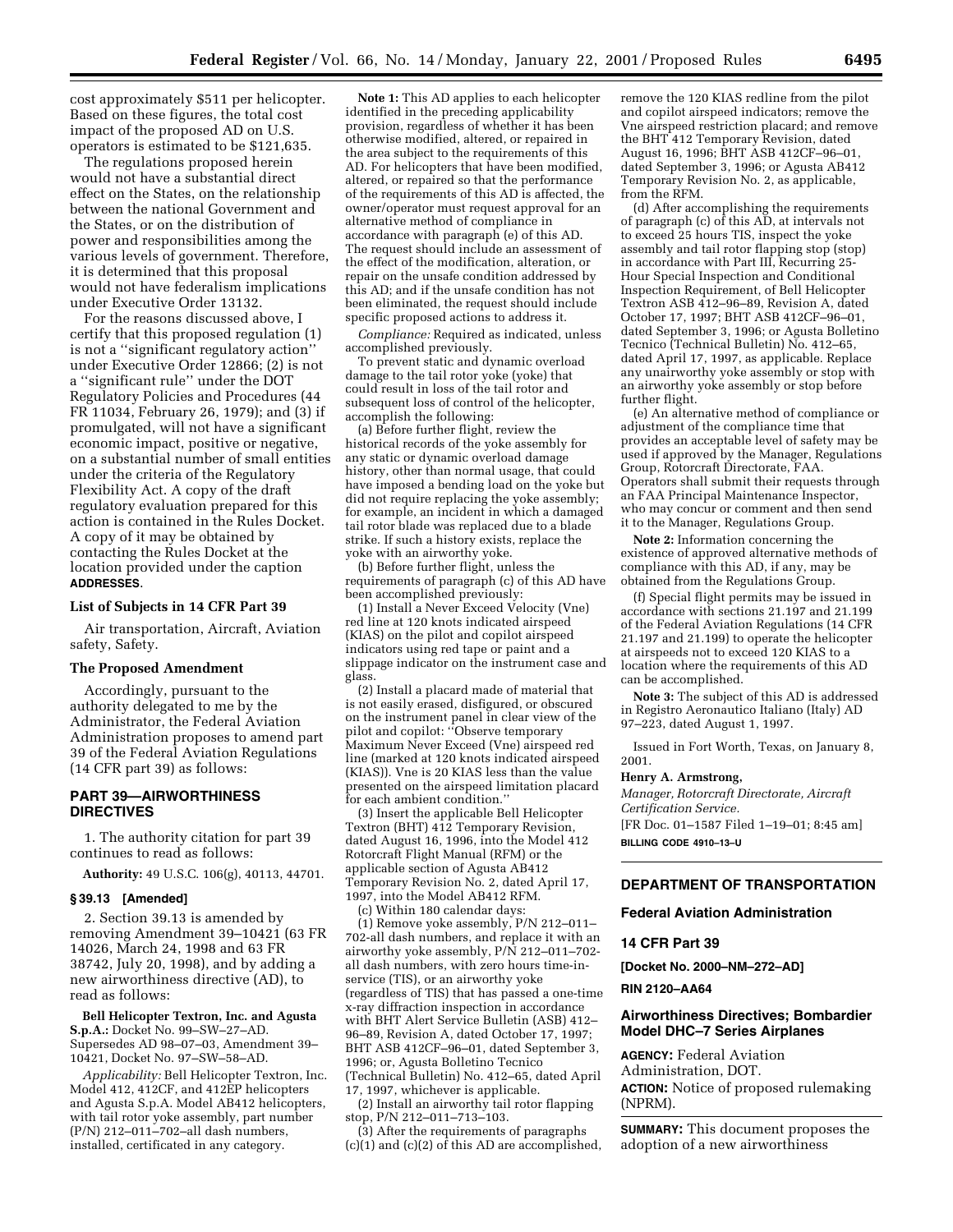cost approximately $511 per helicopter. Based on these figures, the total cost impact of the proposed AD on U.S. operators is estimated to be $121,635.

The regulations proposed herein would not have a substantial direct effect on the States, on the relationship between the national Government and the States, or on the distribution of power and responsibilities among the various levels of government. Therefore, it is determined that this proposal would not have federalism implications under Executive Order 13132.

For the reasons discussed above, I certify that this proposed regulation (1) is not a "significant regulatory action" under Executive Order 12866; (2) is not a "significant rule" under the DOT Regulatory Policies and Procedures (44 FR 11034, February 26, 1979); and (3) if promulgated, will not have a significant economic impact, positive or negative, on a substantial number of small entities under the criteria of the Regulatory Flexibility Act. A copy of the draft regulatory evaluation prepared for this action is contained in the Rules Docket. A copy of it may be obtained by contacting the Rules Docket at the location provided under the caption **ADDRESSES**.

### List of Subjects in 14 CFR Part 39

Air transportation, Aircraft, Aviation safety, Safety.

### The Proposed Amendment

Accordingly, pursuant to the authority delegated to me by the Administrator, the Federal Aviation Administration proposes to amend part 39 of the Federal Aviation Regulations (14 CFR part 39) as follows:

## PART 39—AIRWORTHINESS DIRECTIVES

1. The authority citation for part 39 continues to read as follows:

**Authority:** 49 U.S.C. 106(g), 40113, 44701.

### § 39.13 [Amended]

2. Section 39.13 is amended by removing Amendment 39–10421 (63 FR 14026, March 24, 1998 and 63 FR 38742, July 20, 1998), and by adding a new airworthiness directive (AD), to read as follows:

**Bell Helicopter Textron, Inc. and Agusta S.p.A.:** Docket No. 99–SW–27–AD. Supersedes AD 98–07–03, Amendment 39–10421, Docket No. 97–SW–58–AD.

*Applicability:* Bell Helicopter Textron, Inc. Model 412, 412CF, and 412EP helicopters and Agusta S.p.A. Model AB412 helicopters, with tail rotor yoke assembly, part number (P/N) 212–011–702–all dash numbers, installed, certificated in any category.

**Note 1:** This AD applies to each helicopter identified in the preceding applicability provision, regardless of whether it has been otherwise modified, altered, or repaired in the area subject to the requirements of this AD. For helicopters that have been modified, altered, or repaired so that the performance of the requirements of this AD is affected, the owner/operator must request approval for an alternative method of compliance in accordance with paragraph (e) of this AD. The request should include an assessment of the effect of the modification, alteration, or repair on the unsafe condition addressed by this AD; and if the unsafe condition has not been eliminated, the request should include specific proposed actions to address it.

*Compliance:* Required as indicated, unless accomplished previously.

To prevent static and dynamic overload damage to the tail rotor yoke (yoke) that could result in loss of the tail rotor and subsequent loss of control of the helicopter, accomplish the following:

(a) Before further flight, review the historical records of the yoke assembly for any static or dynamic overload damage history, other than normal usage, that could have imposed a bending load on the yoke but did not require replacing the yoke assembly; for example, an incident in which a damaged tail rotor blade was replaced due to a blade strike. If such a history exists, replace the yoke with an airworthy yoke.

(b) Before further flight, unless the requirements of paragraph (c) of this AD have been accomplished previously:

(1) Install a Never Exceed Velocity (Vne) red line at 120 knots indicated airspeed (KIAS) on the pilot and copilot airspeed indicators using red tape or paint and a slippage indicator on the instrument case and glass.

(2) Install a placard made of material that is not easily erased, disfigured, or obscured on the instrument panel in clear view of the pilot and copilot: "Observe temporary Maximum Never Exceed (Vne) airspeed red line (marked at 120 knots indicated airspeed (KIAS)). Vne is 20 KIAS less than the value presented on the airspeed limitation placard for each ambient condition."

(3) Insert the applicable Bell Helicopter Textron (BHT) 412 Temporary Revision, dated August 16, 1996, into the Model 412 Rotorcraft Flight Manual (RFM) or the applicable section of Agusta AB412 Temporary Revision No. 2, dated April 17, 1997, into the Model AB412 RFM.

(c) Within 180 calendar days:

(1) Remove yoke assembly, P/N 212–011–702-all dash numbers, and replace it with an airworthy yoke assembly, P/N 212–011–702-all dash numbers, with zero hours time-in-service (TIS), or an airworthy yoke (regardless of TIS) that has passed a one-time x-ray diffraction inspection in accordance with BHT Alert Service Bulletin (ASB) 412–96–89, Revision A, dated October 17, 1997; BHT ASB 412CF–96–01, dated September 3, 1996; or, Agusta Bolletino Tecnico (Technical Bulletin) No. 412–65, dated April 17, 1997, whichever is applicable.

(2) Install an airworthy tail rotor flapping stop, P/N 212–011–713–103.

(3) After the requirements of paragraphs (c)(1) and (c)(2) of this AD are accomplished, remove the 120 KIAS redline from the pilot and copilot airspeed indicators; remove the Vne airspeed restriction placard; and remove the BHT 412 Temporary Revision, dated August 16, 1996; BHT ASB 412CF–96–01, dated September 3, 1996; or Agusta AB412 Temporary Revision No. 2, as applicable, from the RFM.

(d) After accomplishing the requirements of paragraph (c) of this AD, at intervals not to exceed 25 hours TIS, inspect the yoke assembly and tail rotor flapping stop (stop) in accordance with Part III, Recurring 25-Hour Special Inspection and Conditional Inspection Requirement, of Bell Helicopter Textron ASB 412–96–89, Revision A, dated October 17, 1997; BHT ASB 412CF–96–01, dated September 3, 1996; or Agusta Bolletino Tecnico (Technical Bulletin) No. 412–65, dated April 17, 1997, as applicable. Replace any unairworthy yoke assembly or stop with an airworthy yoke assembly or stop before further flight.

(e) An alternative method of compliance or adjustment of the compliance time that provides an acceptable level of safety may be used if approved by the Manager, Regulations Group, Rotorcraft Directorate, FAA. Operators shall submit their requests through an FAA Principal Maintenance Inspector, who may concur or comment and then send it to the Manager, Regulations Group.

**Note 2:** Information concerning the existence of approved alternative methods of compliance with this AD, if any, may be obtained from the Regulations Group.

(f) Special flight permits may be issued in accordance with sections 21.197 and 21.199 of the Federal Aviation Regulations (14 CFR 21.197 and 21.199) to operate the helicopter at airspeeds not to exceed 120 KIAS to a location where the requirements of this AD can be accomplished.

**Note 3:** The subject of this AD is addressed in Registro Aeronautico Italiano (Italy) AD 97–223, dated August 1, 1997.

Issued in Fort Worth, Texas, on January 8, 2001.

**Henry A. Armstrong,**

*Manager, Rotorcraft Directorate, Aircraft Certification Service.*

[FR Doc. 01–1587 Filed 1–19–01; 8:45 am]

**BILLING CODE 4910–13–U**

---

## DEPARTMENT OF TRANSPORTATION

### Federal Aviation Administration

### 14 CFR Part 39

**[Docket No. 2000–NM–272–AD]**

**RIN 2120–AA64**

### Airworthiness Directives; Bombardier Model DHC–7 Series Airplanes

**AGENCY:** Federal Aviation Administration, DOT.

**ACTION:** Notice of proposed rulemaking (NPRM).

**SUMMARY:** This document proposes the adoption of a new airworthiness